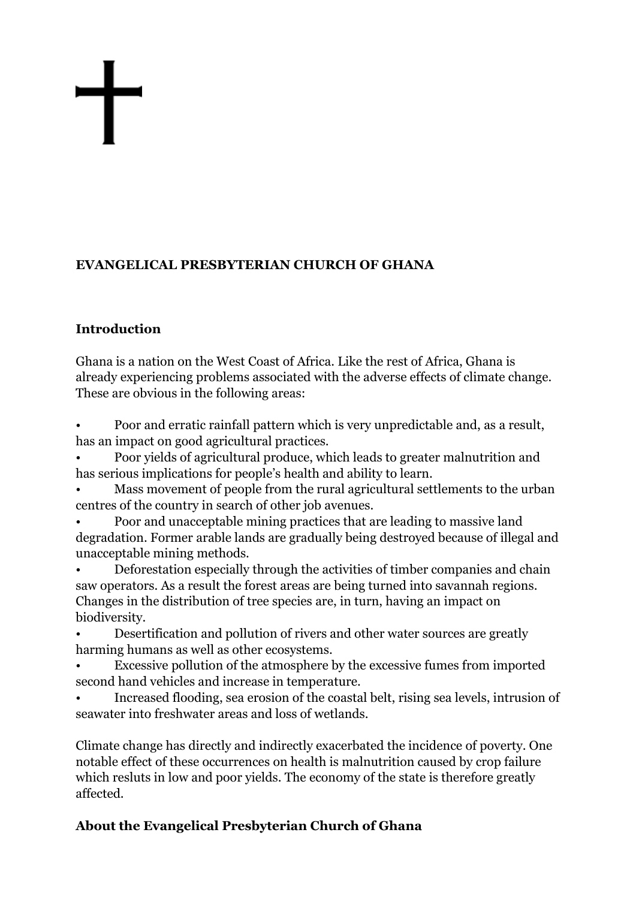# EVANGELICAL PRESBYTERIAN CHURCH OF GHANA

## Introduction

Ghana is a nation on the West Coast of Africa. Like the rest of Africa, Ghana is already experiencing problems associated with the adverse effects of climate change. These are obvious in the following areas:

- Poor and erratic rainfall pattern which is very unpredictable and, as a result, has an impact on good agricultural practices.
- Poor yields of agricultural produce, which leads to greater malnutrition and has serious implications for people's health and ability to learn.
- Mass movement of people from the rural agricultural settlements to the urban centres of the country in search of other job avenues.
- Poor and unacceptable mining practices that are leading to massive land degradation. Former arable lands are gradually being destroyed because of illegal and unacceptable mining methods.
- Deforestation especially through the activities of timber companies and chain saw operators. As a result the forest areas are being turned into savannah regions. Changes in the distribution of tree species are, in turn, having an impact on biodiversity.
- Desertification and pollution of rivers and other water sources are greatly harming humans as well as other ecosystems.
- Excessive pollution of the atmosphere by the excessive fumes from imported second hand vehicles and increase in temperature.
- Increased flooding, sea erosion of the coastal belt, rising sea levels, intrusion of seawater into freshwater areas and loss of wetlands.

Climate change has directly and indirectly exacerbated the incidence of poverty. One notable effect of these occurrences on health is malnutrition caused by crop failure which resluts in low and poor yields. The economy of the state is therefore greatly affected.

## About the Evangelical Presbyterian Church of Ghana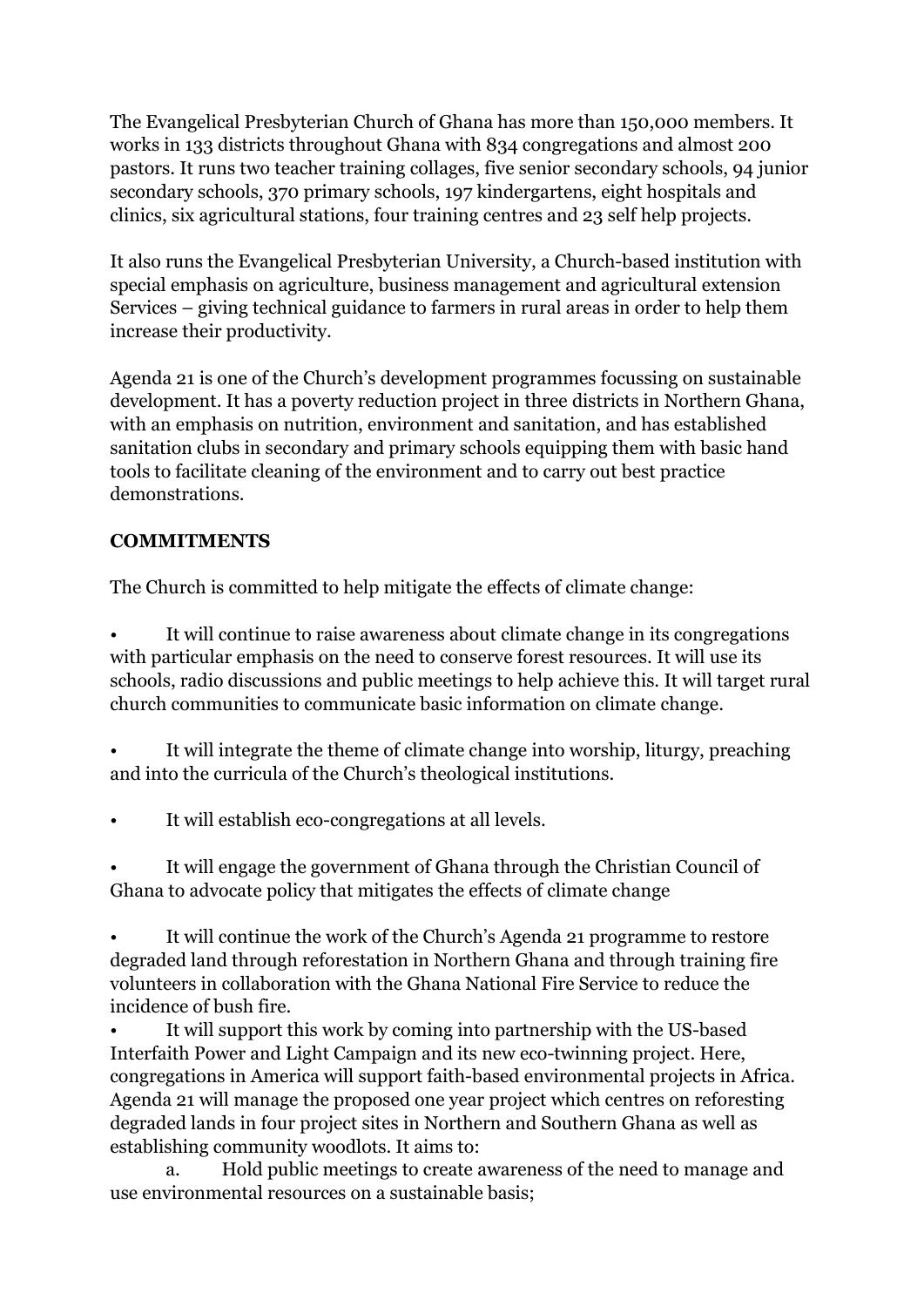The Evangelical Presbyterian Church of Ghana has more than 150,000 members. It works in 133 districts throughout Ghana with 834 congregations and almost 200 pastors. It runs two teacher training collages, five senior secondary schools, 94 junior secondary schools, 370 primary schools, 197 kindergartens, eight hospitals and clinics, six agricultural stations, four training centres and 23 self help projects.

It also runs the Evangelical Presbyterian University, a Church-based institution with special emphasis on agriculture, business management and agricultural extension Services – giving technical guidance to farmers in rural areas in order to help them increase their productivity.

Agenda 21 is one of the Church's development programmes focussing on sustainable development. It has a poverty reduction project in three districts in Northern Ghana, with an emphasis on nutrition, environment and sanitation, and has established sanitation clubs in secondary and primary schools equipping them with basic hand tools to facilitate cleaning of the environment and to carry out best practice demonstrations.

**COMMITMENTS**

The Church is committed to help mitigate the effects of climate change:

- It will continue to raise awareness about climate change in its congregations with particular emphasis on the need to conserve forest resources. It will use its schools, radio discussions and public meetings to help achieve this. It will target rural church communities to communicate basic information on climate change.
- It will integrate the theme of climate change into worship, liturgy, preaching and into the curricula of the Church's theological institutions.
- It will establish eco-congregations at all levels.
- It will engage the government of Ghana through the Christian Council of Ghana to advocate policy that mitigates the effects of climate change
- It will continue the work of the Church's Agenda 21 programme to restore degraded land through reforestation in Northern Ghana and through training fire volunteers in collaboration with the Ghana National Fire Service to reduce the incidence of bush fire.
- It will support this work by coming into partnership with the US-based Interfaith Power and Light Campaign and its new eco-twinning project. Here, congregations in America will support faith-based environmental projects in Africa. Agenda 21 will manage the proposed one year project which centres on reforesting degraded lands in four project sites in Northern and Southern Ghana as well as establishing community woodlots. It aims to:
  a. Hold public meetings to create awareness of the need to manage and use environmental resources on a sustainable basis;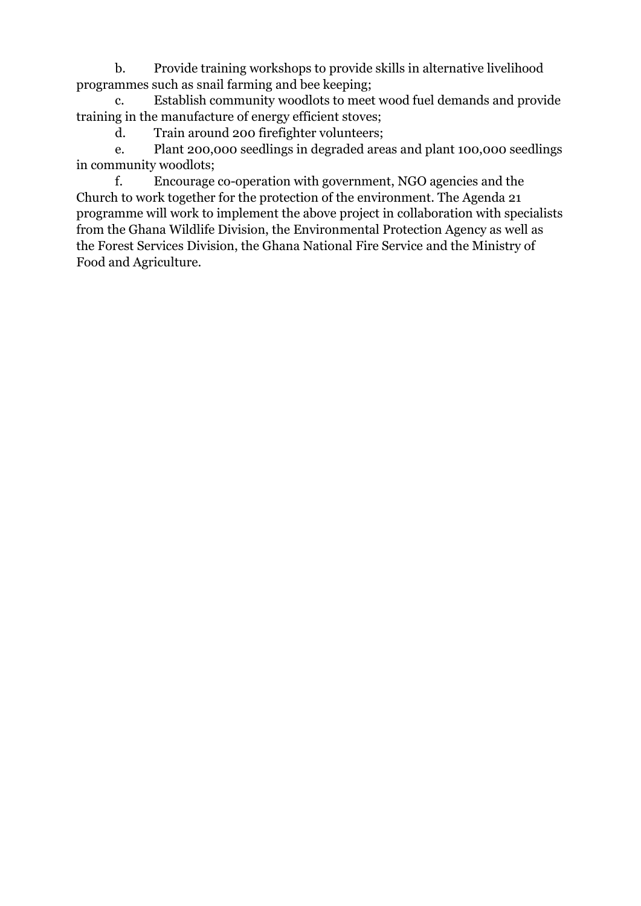b. Provide training workshops to provide skills in alternative livelihood programmes such as snail farming and bee keeping;

c. Establish community woodlots to meet wood fuel demands and provide training in the manufacture of energy efficient stoves;

d. Train around 200 firefighter volunteers;

e. Plant 200,000 seedlings in degraded areas and plant 100,000 seedlings in community woodlots;

f. Encourage co-operation with government, NGO agencies and the Church to work together for the protection of the environment. The Agenda 21 programme will work to implement the above project in collaboration with specialists from the Ghana Wildlife Division, the Environmental Protection Agency as well as the Forest Services Division, the Ghana National Fire Service and the Ministry of Food and Agriculture.